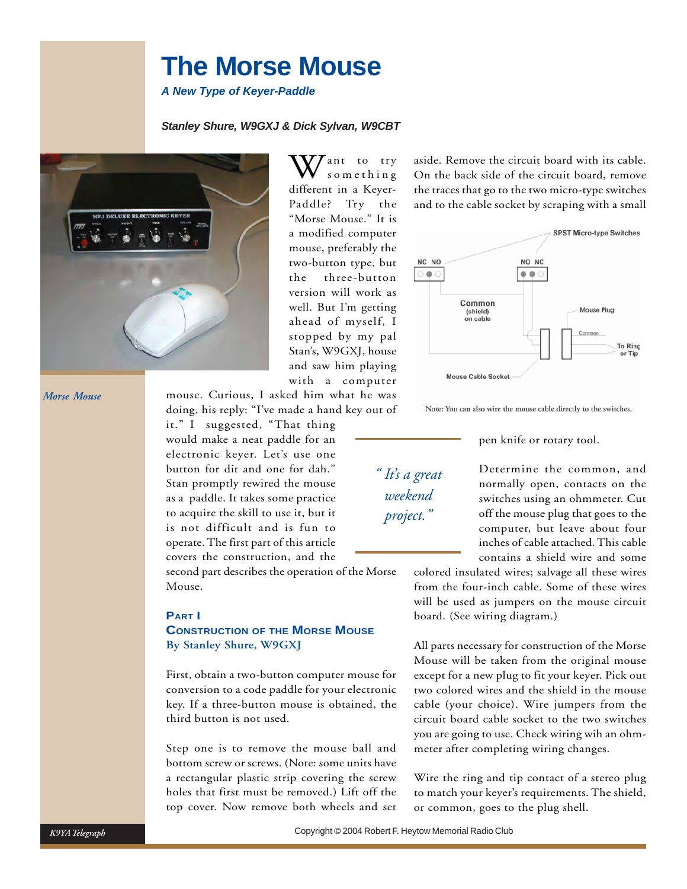# The Morse Mouse

***A New Type of Keyer-Paddle***

***Stanley Shure, W9GXJ & Dick Sylvan, W9CBT***

*Morse Mouse*

Want to try something different in a Keyer-Paddle? Try the "Morse Mouse." It is a modified computer mouse, preferably the two-button type, but the three-button version will work as well. But I'm getting ahead of myself, I stopped by my pal Stan's, W9GXJ, house and saw him playing with a computer mouse. Curious, I asked him what he was doing, his reply: "I've made a hand key out of it." I suggested, "That thing would make a neat paddle for an electronic keyer. Let's use one button for dit and one for dah." Stan promptly rewired the mouse as a paddle. It takes some practice to acquire the skill to use it, but it is not difficult and is fun to operate. The first part of this article covers the construction, and the second part describes the operation of the Morse Mouse.

> *"It's a great weekend project."*

## Part I

## Construction of the Morse Mouse

### By Stanley Shure, W9GXJ

First, obtain a two-button computer mouse for conversion to a code paddle for your electronic key. If a three-button mouse is obtained, the third button is not used.

Step one is to remove the mouse ball and bottom screw or screws. (Note: some units have a rectangular plastic strip covering the screw holes that first must be removed.) Lift off the top cover. Now remove both wheels and set aside. Remove the circuit board with its cable. On the back side of the circuit board, remove the traces that go to the two micro-type switches and to the cable socket by scraping with a small pen knife or rotary tool.

SPST Micro-type Switches — NC NO — NO NC — Common (shield) on cable — Mouse Plug — Common — To Ring or Tip — Mouse Cable Socket

Note: You can also wire the mouse cable directly to the switches.

Determine the common, and normally open, contacts on the switches using an ohmmeter. Cut off the mouse plug that goes to the computer, but leave about four inches of cable attached. This cable contains a shield wire and some colored insulated wires; salvage all these wires from the four-inch cable. Some of these wires will be used as jumpers on the mouse circuit board. (See wiring diagram.)

All parts necessary for construction of the Morse Mouse will be taken from the original mouse except for a new plug to fit your keyer. Pick out two colored wires and the shield in the mouse cable (your choice). Wire jumpers from the circuit board cable socket to the two switches you are going to use. Check wiring wih an ohmmeter after completing wiring changes.

Wire the ring and tip contact of a stereo plug to match your keyer's requirements. The shield, or common, goes to the plug shell.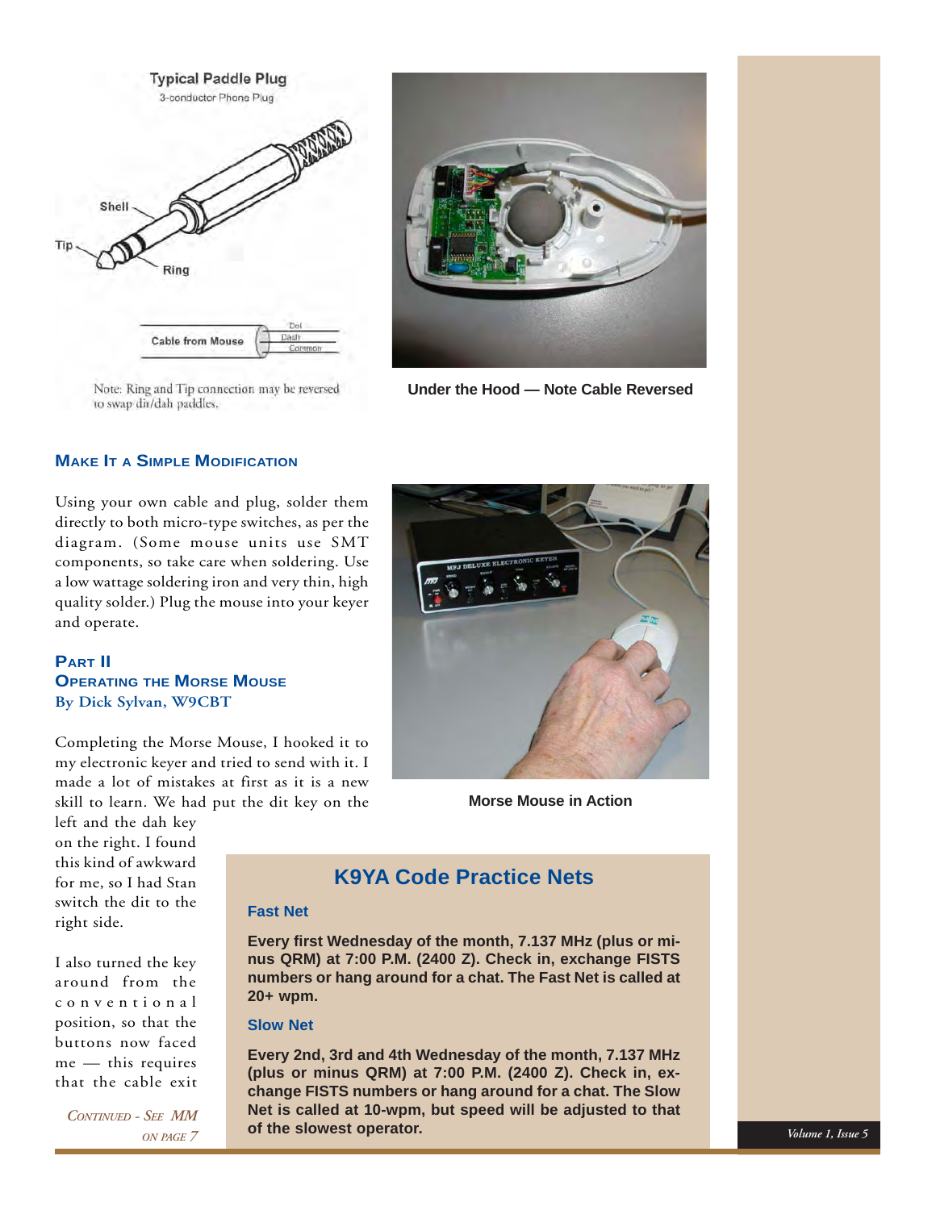Note: Ring and Tip connection may be reversed to swap dit/dah paddles.

Under the Hood — Note Cable Reversed

### Make It a Simple Modification

Using your own cable and plug, solder them directly to both micro-type switches, as per the diagram. (Some mouse units use SMT components, so take care when soldering. Use a low wattage soldering iron and very thin, high quality solder.) Plug the mouse into your keyer and operate.

### Part II
### Operating the Morse Mouse
**By Dick Sylvan, W9CBT**

Completing the Morse Mouse, I hooked it to my electronic keyer and tried to send with it. I made a lot of mistakes at first as it is a new skill to learn. We had put the dit key on the left and the dah key on the right. I found this kind of awkward for me, so I had Stan switch the dit to the right side.

I also turned the key around from the conventional position, so that the buttons now faced me — this requires that the cable exit

*Continued - See MM on page 7*

Morse Mouse in Action

## K9YA Code Practice Nets

**Fast Net**

**Every first Wednesday of the month, 7.137 MHz (plus or minus QRM) at 7:00 P.M. (2400 Z). Check in, exchange FISTS numbers or hang around for a chat. The Fast Net is called at 20+ wpm.**

**Slow Net**

**Every 2nd, 3rd and 4th Wednesday of the month, 7.137 MHz (plus or minus QRM) at 7:00 P.M. (2400 Z). Check in, exchange FISTS numbers or hang around for a chat. The Slow Net is called at 10-wpm, but speed will be adjusted to that of the slowest operator.**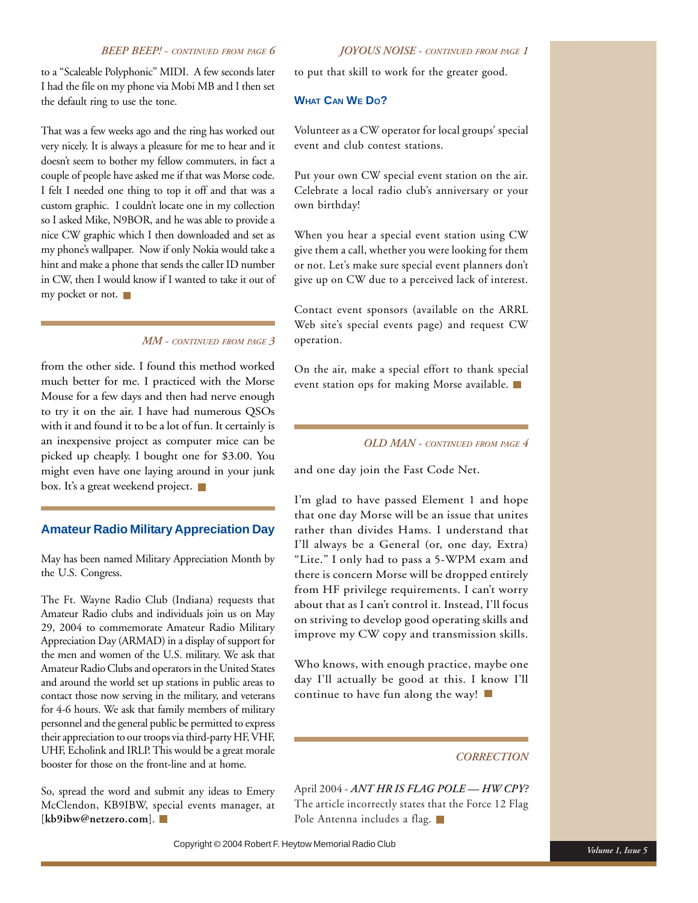*BEEP BEEP! - CONTINUED FROM PAGE 6*

to a "Scaleable Polyphonic" MIDI. A few seconds later I had the file on my phone via Mobi MB and I then set the default ring to use the tone.

That was a few weeks ago and the ring has worked out very nicely. It is always a pleasure for me to hear and it doesn't seem to bother my fellow commuters, in fact a couple of people have asked me if that was Morse code. I felt I needed one thing to top it off and that was a custom graphic. I couldn't locate one in my collection so I asked Mike, N9BOR, and he was able to provide a nice CW graphic which I then downloaded and set as my phone's wallpaper. Now if only Nokia would take a hint and make a phone that sends the caller ID number in CW, then I would know if I wanted to take it out of my pocket or not. ■

*MM - CONTINUED FROM PAGE 3*

from the other side. I found this method worked much better for me. I practiced with the Morse Mouse for a few days and then had nerve enough to try it on the air. I have had numerous QSOs with it and found it to be a lot of fun. It certainly is an inexpensive project as computer mice can be picked up cheaply. I bought one for $3.00. You might even have one laying around in your junk box. It's a great weekend project. ■

## Amateur Radio Military Appreciation Day

May has been named Military Appreciation Month by the U.S. Congress.

The Ft. Wayne Radio Club (Indiana) requests that Amateur Radio clubs and individuals join us on May 29, 2004 to commemorate Amateur Radio Military Appreciation Day (ARMAD) in a display of support for the men and women of the U.S. military. We ask that Amateur Radio Clubs and operators in the United States and around the world set up stations in public areas to contact those now serving in the military, and veterans for 4-6 hours. We ask that family members of military personnel and the general public be permitted to express their appreciation to our troops via third-party HF, VHF, UHF, Echolink and IRLP. This would be a great morale booster for those on the front-line and at home.

So, spread the word and submit any ideas to Emery McClendon, KB9IBW, special events manager, at [**kb9ibw@netzero.com**]. ■

*JOYOUS NOISE - CONTINUED FROM PAGE 1*

to put that skill to work for the greater good.

### What Can We Do?

Volunteer as a CW operator for local groups' special event and club contest stations.

Put your own CW special event station on the air. Celebrate a local radio club's anniversary or your own birthday!

When you hear a special event station using CW give them a call, whether you were looking for them or not. Let's make sure special event planners don't give up on CW due to a perceived lack of interest.

Contact event sponsors (available on the ARRL Web site's special events page) and request CW operation.

On the air, make a special effort to thank special event station ops for making Morse available. ■

*OLD MAN - CONTINUED FROM PAGE 4*

and one day join the Fast Code Net.

I'm glad to have passed Element 1 and hope that one day Morse will be an issue that unites rather than divides Hams. I understand that I'll always be a General (or, one day, Extra) "Lite." I only had to pass a 5-WPM exam and there is concern Morse will be dropped entirely from HF privilege requirements. I can't worry about that as I can't control it. Instead, I'll focus on striving to develop good operating skills and improve my CW copy and transmission skills.

Who knows, with enough practice, maybe one day I'll actually be good at this. I know I'll continue to have fun along the way! ■

*CORRECTION*

April 2004 - ***ANT HR IS FLAG POLE — HW CPY?*** The article incorrectly states that the Force 12 Flag Pole Antenna includes a flag. ■

Copyright © 2004 Robert F. Heytow Memorial Radio Club